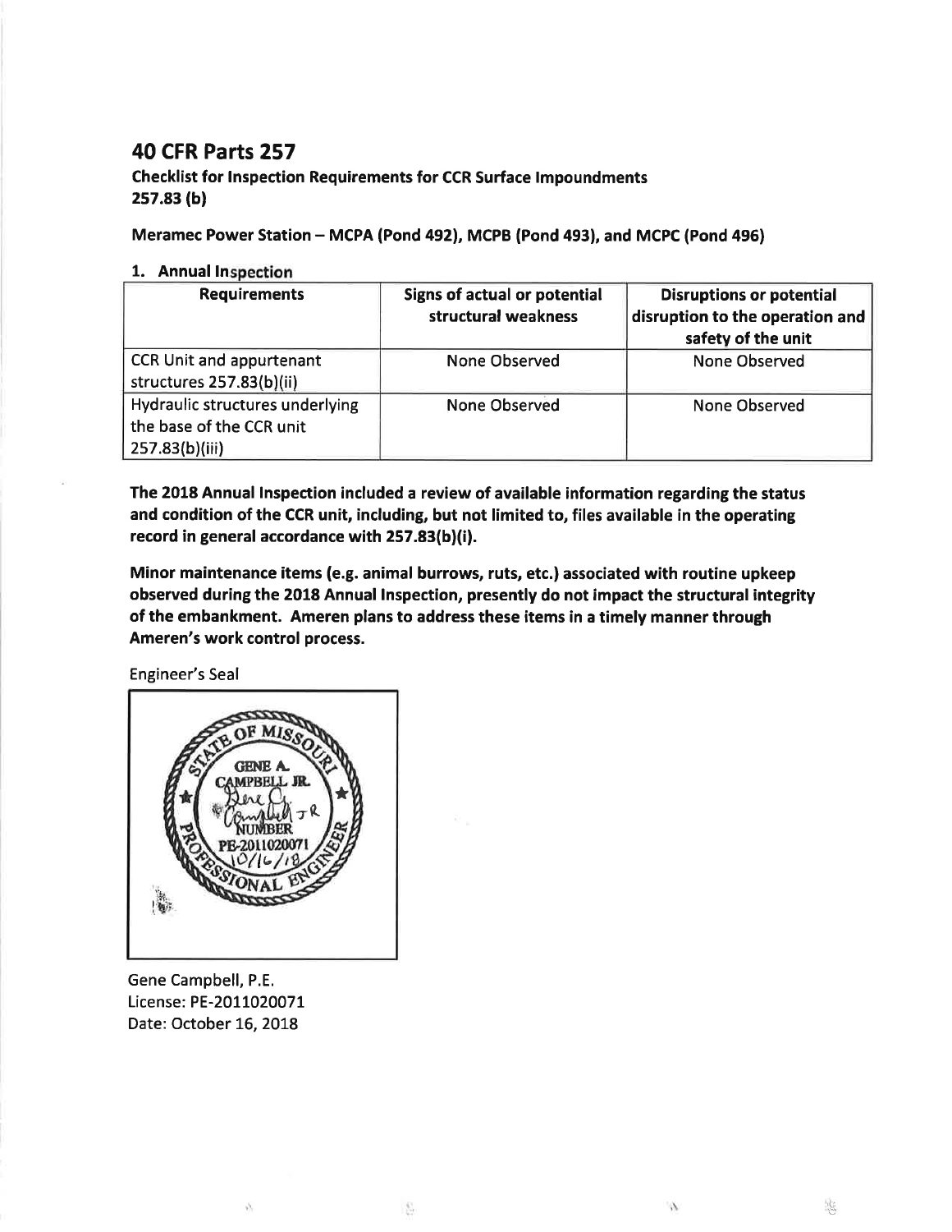# 40 CFR Parts 257

**Checklist for Inspection Requirements for CCR Surface Impoundments**
**257.83 (b)**

**Meramec Power Station – MCPA (Pond 492), MCPB (Pond 493), and MCPC (Pond 496)**

## 1. Annual Inspection

| Requirements | Signs of actual or potential structural weakness | Disruptions or potential disruption to the operation and safety of the unit |
|---|---|---|
| CCR Unit and appurtenant structures 257.83(b)(ii) | None Observed | None Observed |
| Hydraulic structures underlying the base of the CCR unit 257.83(b)(iii) | None Observed | None Observed |

**The 2018 Annual Inspection included a review of available information regarding the status and condition of the CCR unit, including, but not limited to, files available in the operating record in general accordance with 257.83(b)(i).**

**Minor maintenance items (e.g. animal burrows, ruts, etc.) associated with routine upkeep observed during the 2018 Annual Inspection, presently do not impact the structural integrity of the embankment. Ameren plans to address these items in a timely manner through Ameren's work control process.**

Engineer's Seal

STATE OF MISSOURI
GENE A. CAMPBELL JR.
NUMBER
PE-2011020071
10/16/18
PROFESSIONAL ENGINEER

Gene Campbell, P.E.
License: PE-2011020071
Date: October 16, 2018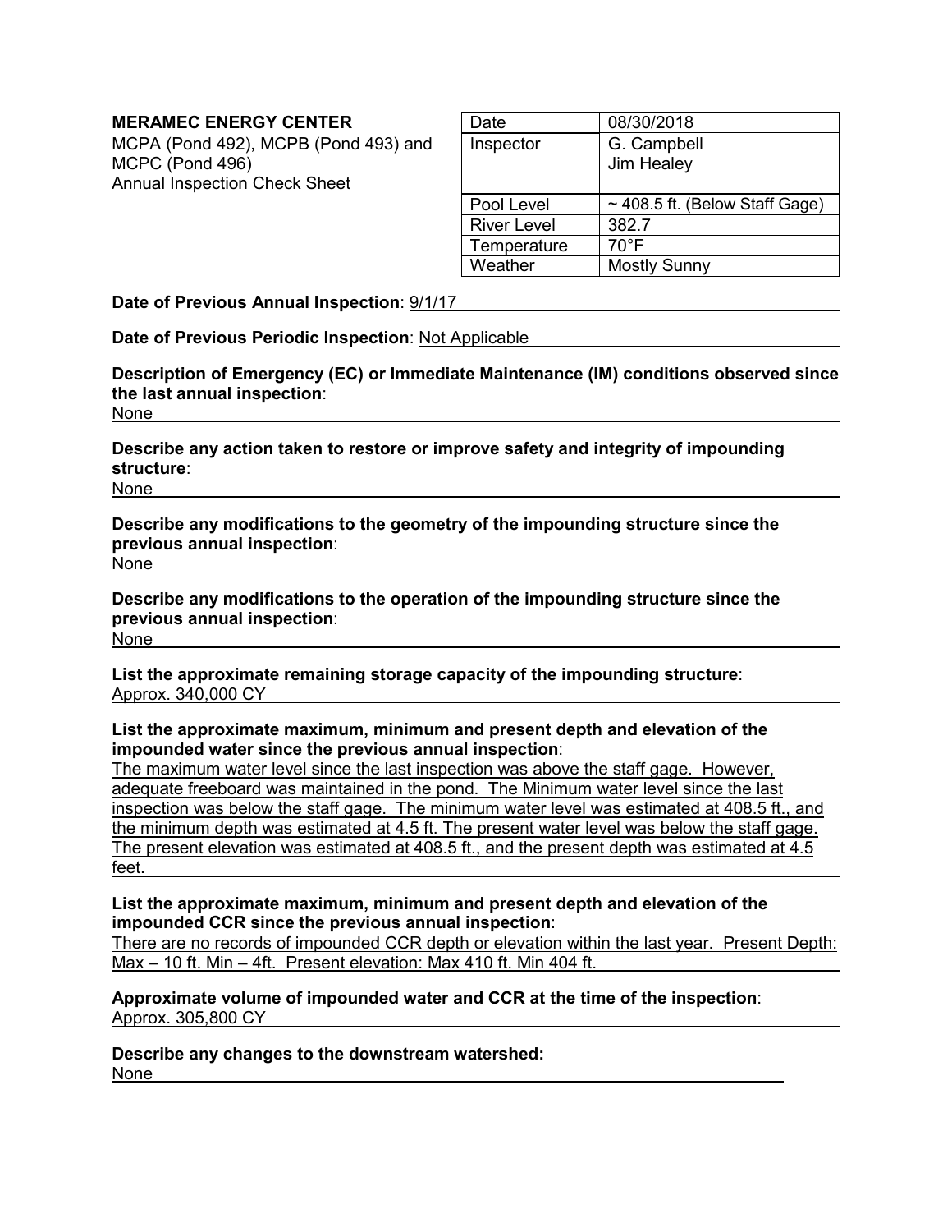**MERAMEC ENERGY CENTER**
MCPA (Pond 492), MCPB (Pond 493) and MCPC (Pond 496)
Annual Inspection Check Sheet

| | |
|---|---|
| Date | 08/30/2018 |
| Inspector | G. Campbell<br>Jim Healey |
| Pool Level | ~ 408.5 ft. (Below Staff Gage) |
| River Level | 382.7 |
| Temperature | 70°F |
| Weather | Mostly Sunny |

**Date of Previous Annual Inspection**: 9/1/17

**Date of Previous Periodic Inspection**: Not Applicable

**Description of Emergency (EC) or Immediate Maintenance (IM) conditions observed since the last annual inspection**:
None

**Describe any action taken to restore or improve safety and integrity of impounding structure**:
None

**Describe any modifications to the geometry of the impounding structure since the previous annual inspection**:
None

**Describe any modifications to the operation of the impounding structure since the previous annual inspection**:
None

**List the approximate remaining storage capacity of the impounding structure**:
Approx. 340,000 CY

**List the approximate maximum, minimum and present depth and elevation of the impounded water since the previous annual inspection**:
The maximum water level since the last inspection was above the staff gage. However, adequate freeboard was maintained in the pond. The Minimum water level since the last inspection was below the staff gage. The minimum water level was estimated at 408.5 ft., and the minimum depth was estimated at 4.5 ft. The present water level was below the staff gage. The present elevation was estimated at 408.5 ft., and the present depth was estimated at 4.5 feet.

**List the approximate maximum, minimum and present depth and elevation of the impounded CCR since the previous annual inspection**:
There are no records of impounded CCR depth or elevation within the last year. Present Depth: Max – 10 ft. Min – 4ft. Present elevation: Max 410 ft. Min 404 ft.

**Approximate volume of impounded water and CCR at the time of the inspection**:
Approx. 305,800 CY

**Describe any changes to the downstream watershed:**
None